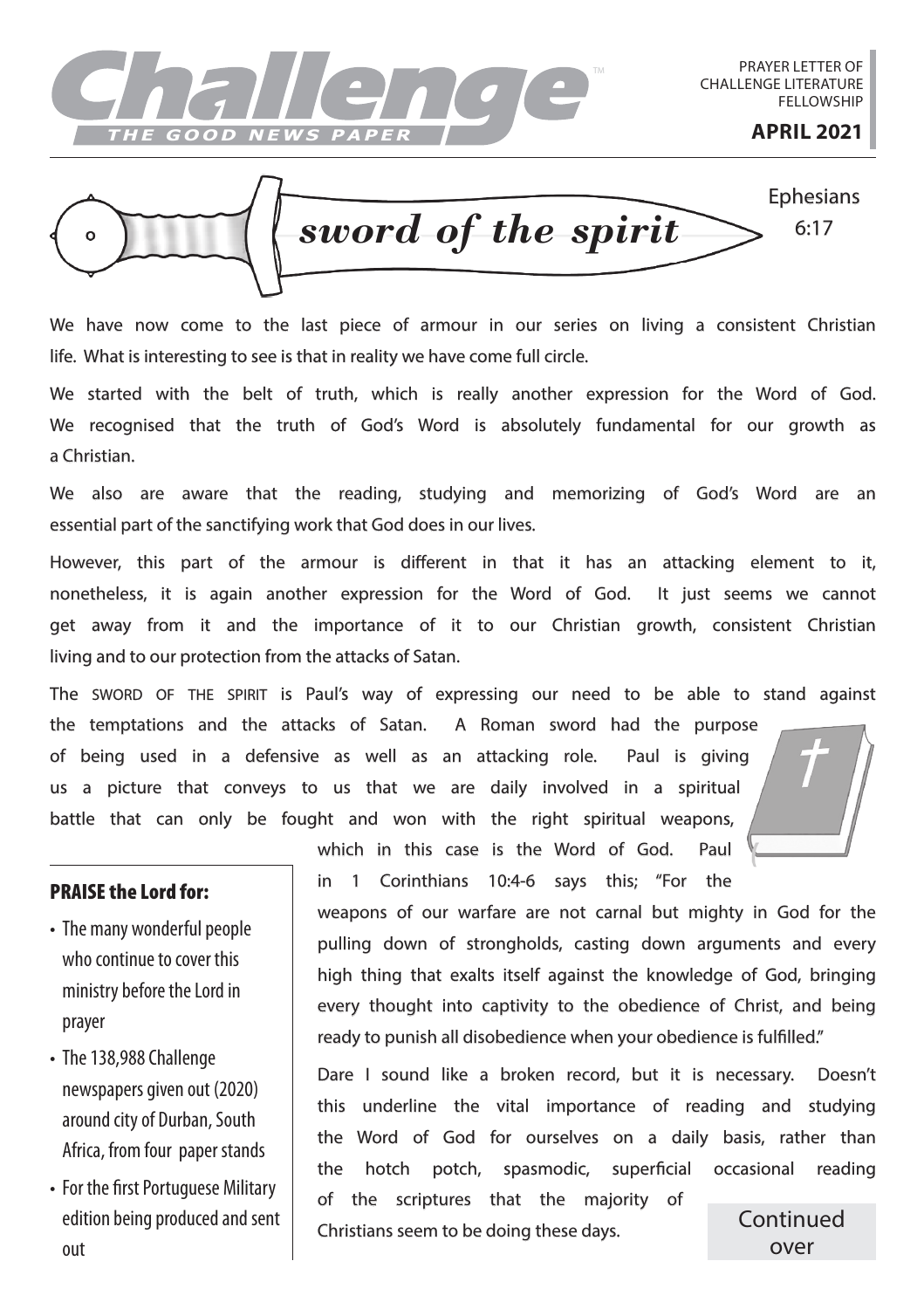# Challenge

THE GOOD NEWS PAPER

PRAYER LETTER OF CHALLENGE LITERATURE FELLOWSHIP

**APRIL 2021**

## *sword of the spirit*

Ephesians 6:17

We have now come to the last piece of armour in our series on living a consistent Christian life. What is interesting to see is that in reality we have come full circle.

We started with the belt of truth, which is really another expression for the Word of God. We recognised that the truth of God's Word is absolutely fundamental for our growth as a Christian.

We also are aware that the reading, studying and memorizing of God's Word are an essential part of the sanctifying work that God does in our lives.

However, this part of the armour is different in that it has an attacking element to it, nonetheless, it is again another expression for the Word of God. It just seems we cannot get away from it and the importance of it to our Christian growth, consistent Christian living and to our protection from the attacks of Satan.

The SWORD OF THE SPIRIT is Paul's way of expressing our need to be able to stand against the temptations and the attacks of Satan. A Roman sword had the purpose of being used in a defensive as well as an attacking role. Paul is giving us a picture that conveys to us that we are daily involved in a spiritual battle that can only be fought and won with the right spiritual weapons, which in this case is the Word of God. Paul in 1 Corinthians 10:4-6 says this; "For the weapons of our warfare are not carnal but mighty in God for the pulling down of strongholds, casting down arguments and every high thing that exalts itself against the knowledge of God, bringing every thought into captivity to the obedience of Christ, and being ready to punish all disobedience when your obedience is fulfilled."

Dare I sound like a broken record, but it is necessary. Doesn't this underline the vital importance of reading and studying the Word of God for ourselves on a daily basis, rather than the hotch potch, spasmodic, superficial occasional reading of the scriptures that the majority of Christians seem to be doing these days.

Continued over

### PRAISE the Lord for:

- The many wonderful people who continue to cover this ministry before the Lord in prayer
- The 138,988 Challenge newspapers given out (2020) around city of Durban, South Africa, from four paper stands
- For the first Portuguese Military edition being produced and sent out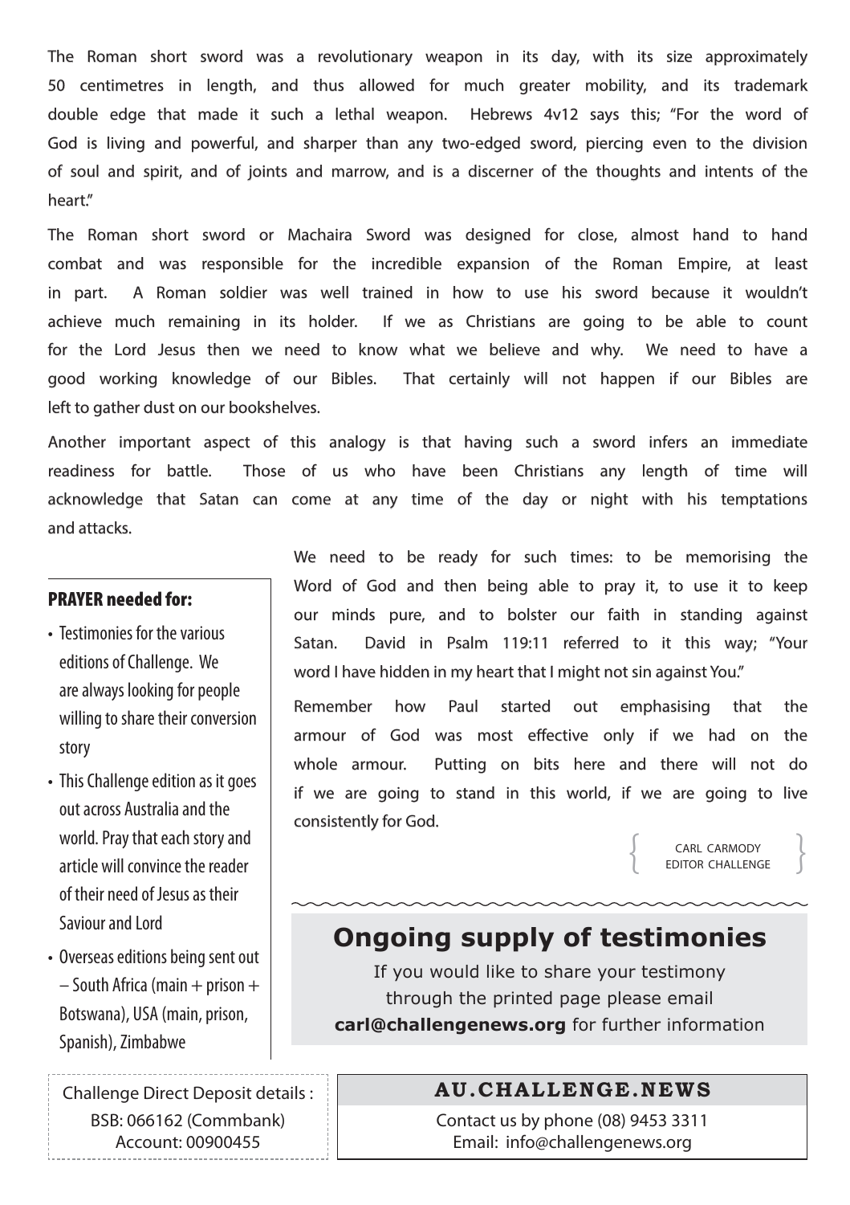The Roman short sword was a revolutionary weapon in its day, with its size approximately 50 centimetres in length, and thus allowed for much greater mobility, and its trademark double edge that made it such a lethal weapon. Hebrews 4v12 says this; "For the word of God is living and powerful, and sharper than any two-edged sword, piercing even to the division of soul and spirit, and of joints and marrow, and is a discerner of the thoughts and intents of the heart."

The Roman short sword or Machaira Sword was designed for close, almost hand to hand combat and was responsible for the incredible expansion of the Roman Empire, at least in part. A Roman soldier was well trained in how to use his sword because it wouldn't achieve much remaining in its holder. If we as Christians are going to be able to count for the Lord Jesus then we need to know what we believe and why. We need to have a good working knowledge of our Bibles. That certainly will not happen if our Bibles are left to gather dust on our bookshelves.

Another important aspect of this analogy is that having such a sword infers an immediate readiness for battle. Those of us who have been Christians any length of time will acknowledge that Satan can come at any time of the day or night with his temptations and attacks.

We need to be ready for such times: to be memorising the Word of God and then being able to pray it, to use it to keep our minds pure, and to bolster our faith in standing against Satan. David in Psalm 119:11 referred to it this way; "Your word I have hidden in my heart that I might not sin against You."

Remember how Paul started out emphasising that the armour of God was most effective only if we had on the whole armour. Putting on bits here and there will not do if we are going to stand in this world, if we are going to live consistently for God.

CARL CARMODY
EDITOR CHALLENGE

### PRAYER needed for:

- Testimonies for the various editions of Challenge. We are always looking for people willing to share their conversion story
- This Challenge edition as it goes out across Australia and the world. Pray that each story and article will convince the reader of their need of Jesus as their Saviour and Lord
- Overseas editions being sent out – South Africa (main + prison + Botswana), USA (main, prison, Spanish), Zimbabwe

## Ongoing supply of testimonies

If you would like to share your testimony through the printed page please email **carl@challengenews.org** for further information

Challenge Direct Deposit details :
BSB: 066162 (Commbank)
Account: 00900455

**AU.CHALLENGE.NEWS**

Contact us by phone (08) 9453 3311
Email: info@challengenews.org